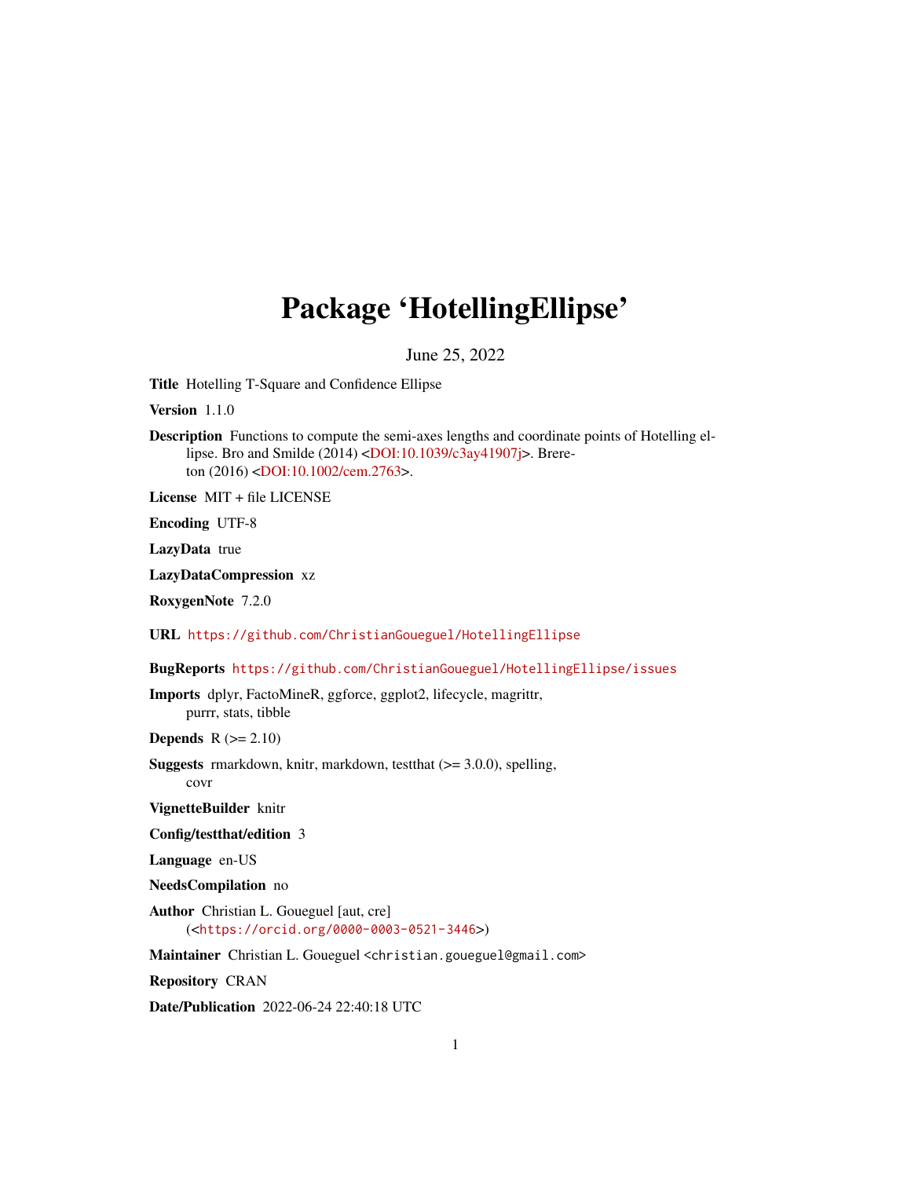# Package 'HotellingEllipse'

June 25, 2022

**Title** Hotelling T-Square and Confidence Ellipse

**Version** 1.1.0

**Description** Functions to compute the semi-axes lengths and coordinate points of Hotelling ellipse. Bro and Smilde (2014) <DOI:10.1039/c3ay41907j>. Brereton (2016) <DOI:10.1002/cem.2763>.

**License** MIT + file LICENSE

**Encoding** UTF-8

**LazyData** true

**LazyDataCompression** xz

**RoxygenNote** 7.2.0

**URL** https://github.com/ChristianGoueguel/HotellingEllipse

**BugReports** https://github.com/ChristianGoueguel/HotellingEllipse/issues

**Imports** dplyr, FactoMineR, ggforce, ggplot2, lifecycle, magrittr, purrr, stats, tibble

**Depends** R (>= 2.10)

**Suggests** rmarkdown, knitr, markdown, testthat (>= 3.0.0), spelling, covr

**VignetteBuilder** knitr

**Config/testthat/edition** 3

**Language** en-US

**NeedsCompilation** no

**Author** Christian L. Goueguel [aut, cre] (<https://orcid.org/0000-0003-0521-3446>)

**Maintainer** Christian L. Goueguel <christian.goueguel@gmail.com>

**Repository** CRAN

**Date/Publication** 2022-06-24 22:40:18 UTC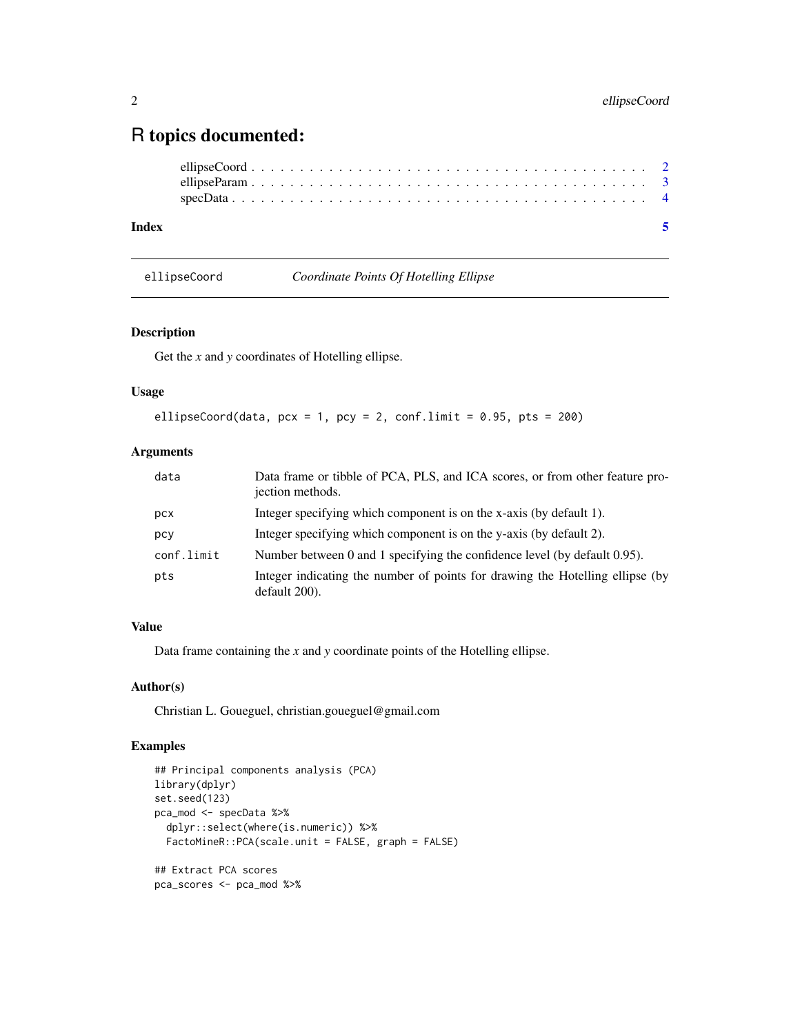# R topics documented:

- ellipseCoord . . . . . . . . . . . . . . . . . . . . . . . . . . . . . . . . . . . . . . . 2
- ellipseParam . . . . . . . . . . . . . . . . . . . . . . . . . . . . . . . . . . . . . . . 3
- specData . . . . . . . . . . . . . . . . . . . . . . . . . . . . . . . . . . . . . . . . . 4

**Index** 5

---

## ellipseCoord — *Coordinate Points Of Hotelling Ellipse*

### Description

Get the *x* and *y* coordinates of Hotelling ellipse.

### Usage

```
ellipseCoord(data, pcx = 1, pcy = 2, conf.limit = 0.95, pts = 200)
```

### Arguments

| Argument | Description |
|---|---|
| `data` | Data frame or tibble of PCA, PLS, and ICA scores, or from other feature projection methods. |
| `pcx` | Integer specifying which component is on the x-axis (by default 1). |
| `pcy` | Integer specifying which component is on the y-axis (by default 2). |
| `conf.limit` | Number between 0 and 1 specifying the confidence level (by default 0.95). |
| `pts` | Integer indicating the number of points for drawing the Hotelling ellipse (by default 200). |

### Value

Data frame containing the *x* and *y* coordinate points of the Hotelling ellipse.

### Author(s)

Christian L. Goueguel, christian.goueguel@gmail.com

### Examples

```
## Principal components analysis (PCA)
library(dplyr)
set.seed(123)
pca_mod <- specData %>%
  dplyr::select(where(is.numeric)) %>%
  FactoMineR::PCA(scale.unit = FALSE, graph = FALSE)

## Extract PCA scores
pca_scores <- pca_mod %>%
```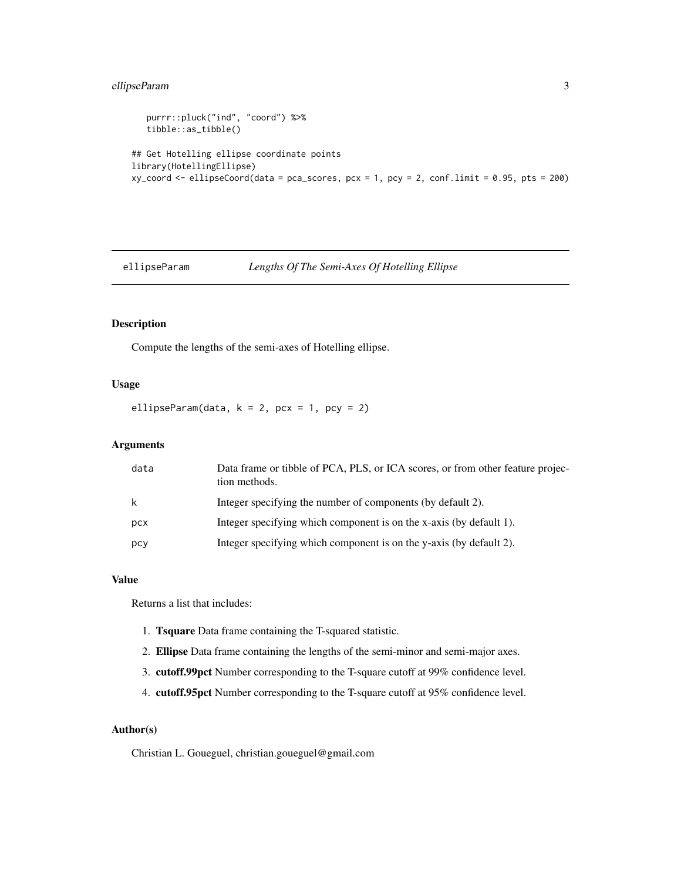```
    purrr::pluck("ind", "coord") %>%
    tibble::as_tibble()

## Get Hotelling ellipse coordinate points
library(HotellingEllipse)
xy_coord <- ellipseCoord(data = pca_scores, pcx = 1, pcy = 2, conf.limit = 0.95, pts = 200)
```

---

## ellipseParam — *Lengths Of The Semi-Axes Of Hotelling Ellipse*

---

### Description

Compute the lengths of the semi-axes of Hotelling ellipse.

### Usage

```
ellipseParam(data, k = 2, pcx = 1, pcy = 2)
```

### Arguments

| | |
|---|---|
| data | Data frame or tibble of PCA, PLS, or ICA scores, or from other feature projection methods. |
| k | Integer specifying the number of components (by default 2). |
| pcx | Integer specifying which component is on the x-axis (by default 1). |
| pcy | Integer specifying which component is on the y-axis (by default 2). |

### Value

Returns a list that includes:

1. **Tsquare** Data frame containing the T-squared statistic.
2. **Ellipse** Data frame containing the lengths of the semi-minor and semi-major axes.
3. **cutoff.99pct** Number corresponding to the T-square cutoff at 99% confidence level.
4. **cutoff.95pct** Number corresponding to the T-square cutoff at 95% confidence level.

### Author(s)

Christian L. Goueguel, christian.goueguel@gmail.com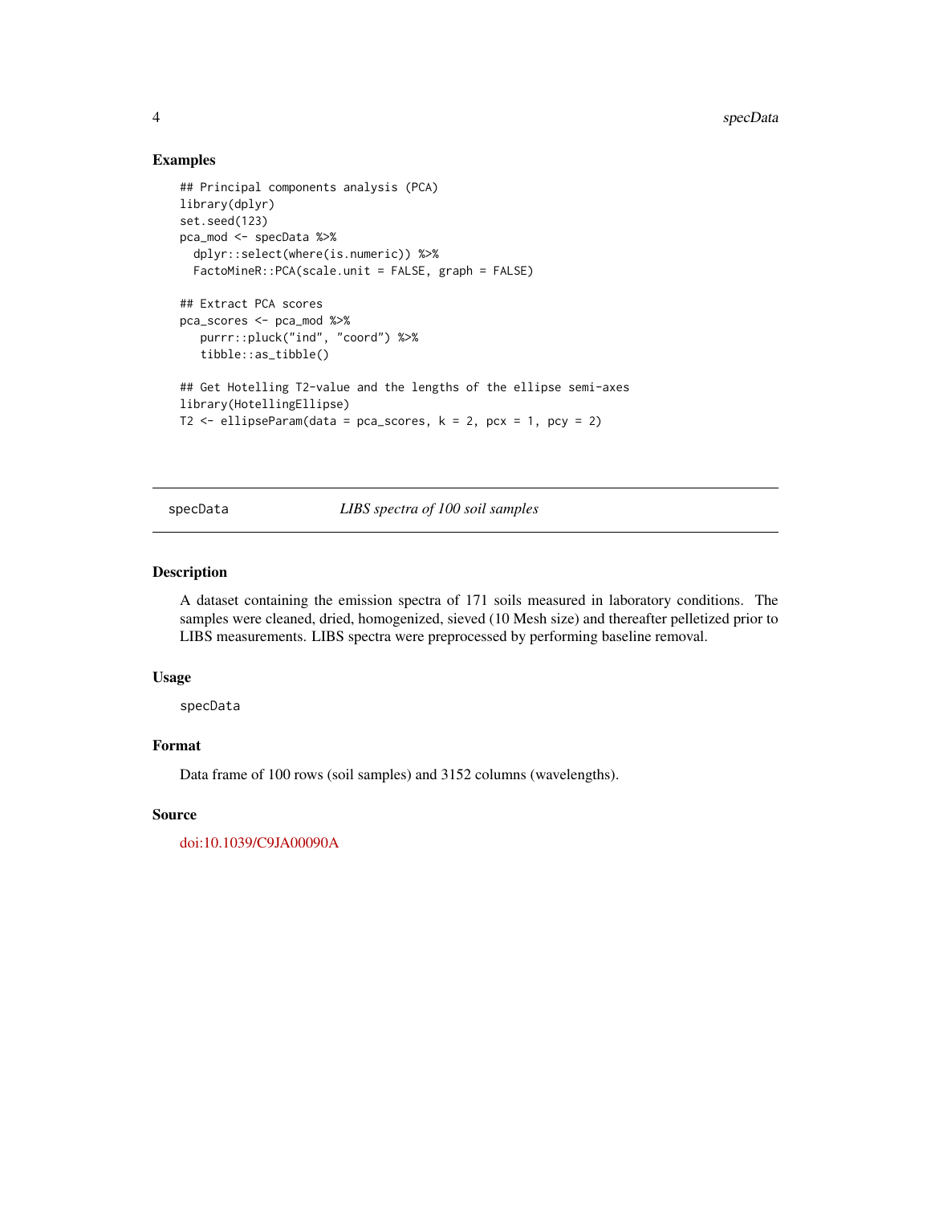### Examples

```
## Principal components analysis (PCA)
library(dplyr)
set.seed(123)
pca_mod <- specData %>%
  dplyr::select(where(is.numeric)) %>%
  FactoMineR::PCA(scale.unit = FALSE, graph = FALSE)

## Extract PCA scores
pca_scores <- pca_mod %>%
   purrr::pluck("ind", "coord") %>%
   tibble::as_tibble()

## Get Hotelling T2-value and the lengths of the ellipse semi-axes
library(HotellingEllipse)
T2 <- ellipseParam(data = pca_scores, k = 2, pcx = 1, pcy = 2)
```

---

## specData — *LIBS spectra of 100 soil samples*

---

### Description

A dataset containing the emission spectra of 171 soils measured in laboratory conditions. The samples were cleaned, dried, homogenized, sieved (10 Mesh size) and thereafter pelletized prior to LIBS measurements. LIBS spectra were preprocessed by performing baseline removal.

### Usage

```
specData
```

### Format

Data frame of 100 rows (soil samples) and 3152 columns (wavelengths).

### Source

doi:10.1039/C9JA00090A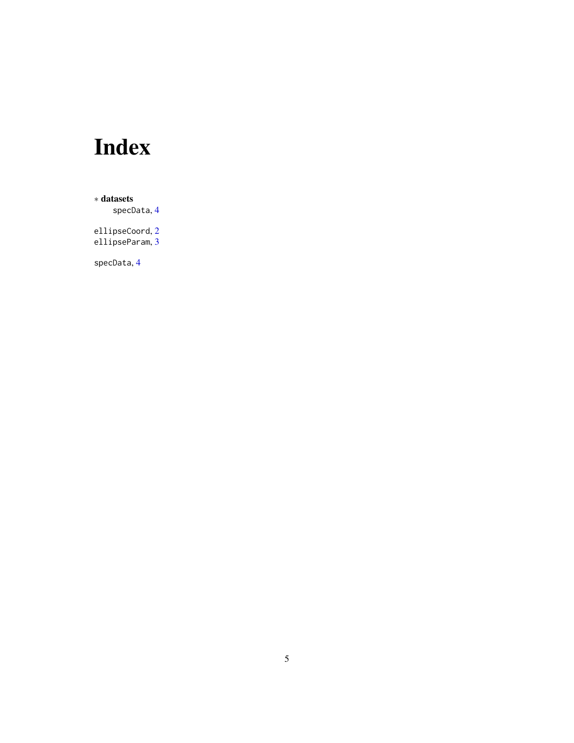# Index

∗ **datasets**
    specData, 4

ellipseCoord, 2
ellipseParam, 3

specData, 4